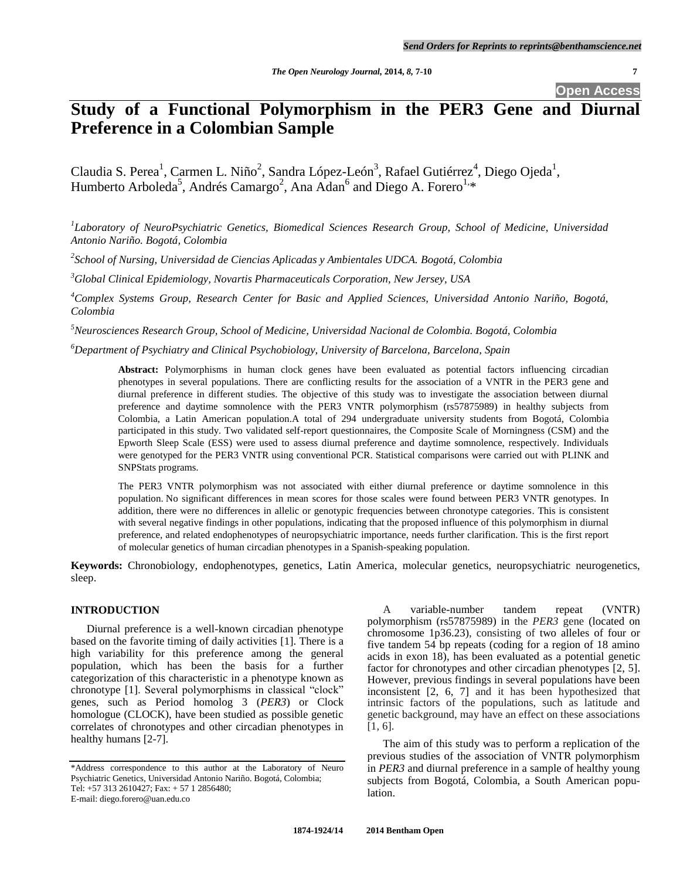# Study of a Functional Polymorphism in the PER3 Gene and Diurnal Preference in a Colombian Sample

Claudia S. Perea[1], Carmen L. Niño[2], Sandra López-León[3], Rafael Gutiérrez[4], Diego Ojeda[1], Humberto Arboleda[5], Andrés Camargo[2], Ana Adan[6] and Diego A. Forero[1,*]

[1]*Laboratory of NeuroPsychiatric Genetics, Biomedical Sciences Research Group, School of Medicine, Universidad Antonio Nariño. Bogotá, Colombia*

[2]*School of Nursing, Universidad de Ciencias Aplicadas y Ambientales UDCA. Bogotá, Colombia*

[3]*Global Clinical Epidemiology, Novartis Pharmaceuticals Corporation, New Jersey, USA*

[4]*Complex Systems Group, Research Center for Basic and Applied Sciences, Universidad Antonio Nariño, Bogotá, Colombia*

[5]*Neurosciences Research Group, School of Medicine, Universidad Nacional de Colombia. Bogotá, Colombia*

[6]*Department of Psychiatry and Clinical Psychobiology, University of Barcelona, Barcelona, Spain*

**Abstract:** Polymorphisms in human clock genes have been evaluated as potential factors influencing circadian phenotypes in several populations. There are conflicting results for the association of a VNTR in the PER3 gene and diurnal preference in different studies. The objective of this study was to investigate the association between diurnal preference and daytime somnolence with the PER3 VNTR polymorphism (rs57875989) in healthy subjects from Colombia, a Latin American population.A total of 294 undergraduate university students from Bogotá, Colombia participated in this study. Two validated self-report questionnaires, the Composite Scale of Morningness (CSM) and the Epworth Sleep Scale (ESS) were used to assess diurnal preference and daytime somnolence, respectively. Individuals were genotyped for the PER3 VNTR using conventional PCR. Statistical comparisons were carried out with PLINK and SNPStats programs.

The PER3 VNTR polymorphism was not associated with either diurnal preference or daytime somnolence in this population. No significant differences in mean scores for those scales were found between PER3 VNTR genotypes. In addition, there were no differences in allelic or genotypic frequencies between chronotype categories. This is consistent with several negative findings in other populations, indicating that the proposed influence of this polymorphism in diurnal preference, and related endophenotypes of neuropsychiatric importance, needs further clarification. This is the first report of molecular genetics of human circadian phenotypes in a Spanish-speaking population.

**Keywords:** Chronobiology, endophenotypes, genetics, Latin America, molecular genetics, neuropsychiatric neurogenetics, sleep.

## INTRODUCTION

Diurnal preference is a well-known circadian phenotype based on the favorite timing of daily activities [1]. There is a high variability for this preference among the general population, which has been the basis for a further categorization of this characteristic in a phenotype known as chronotype [1]. Several polymorphisms in classical "clock" genes, such as Period homolog 3 (*PER3*) or Clock homologue (CLOCK), have been studied as possible genetic correlates of chronotypes and other circadian phenotypes in healthy humans [2-7].

A variable-number tandem repeat (VNTR) polymorphism (rs57875989) in the *PER3* gene (located on chromosome 1p36.23), consisting of two alleles of four or five tandem 54 bp repeats (coding for a region of 18 amino acids in exon 18), has been evaluated as a potential genetic factor for chronotypes and other circadian phenotypes [2, 5]. However, previous findings in several populations have been inconsistent [2, 6, 7] and it has been hypothesized that intrinsic factors of the populations, such as latitude and genetic background, may have an effect on these associations [1, 6].

The aim of this study was to perform a replication of the previous studies of the association of VNTR polymorphism in *PER3* and diurnal preference in a sample of healthy young subjects from Bogotá, Colombia, a South American population.

*Address correspondence to this author at the Laboratory of Neuro Psychiatric Genetics, Universidad Antonio Nariño. Bogotá, Colombia; Tel: +57 313 2610427; Fax: + 57 1 2856480; E-mail: diego.forero@uan.edu.co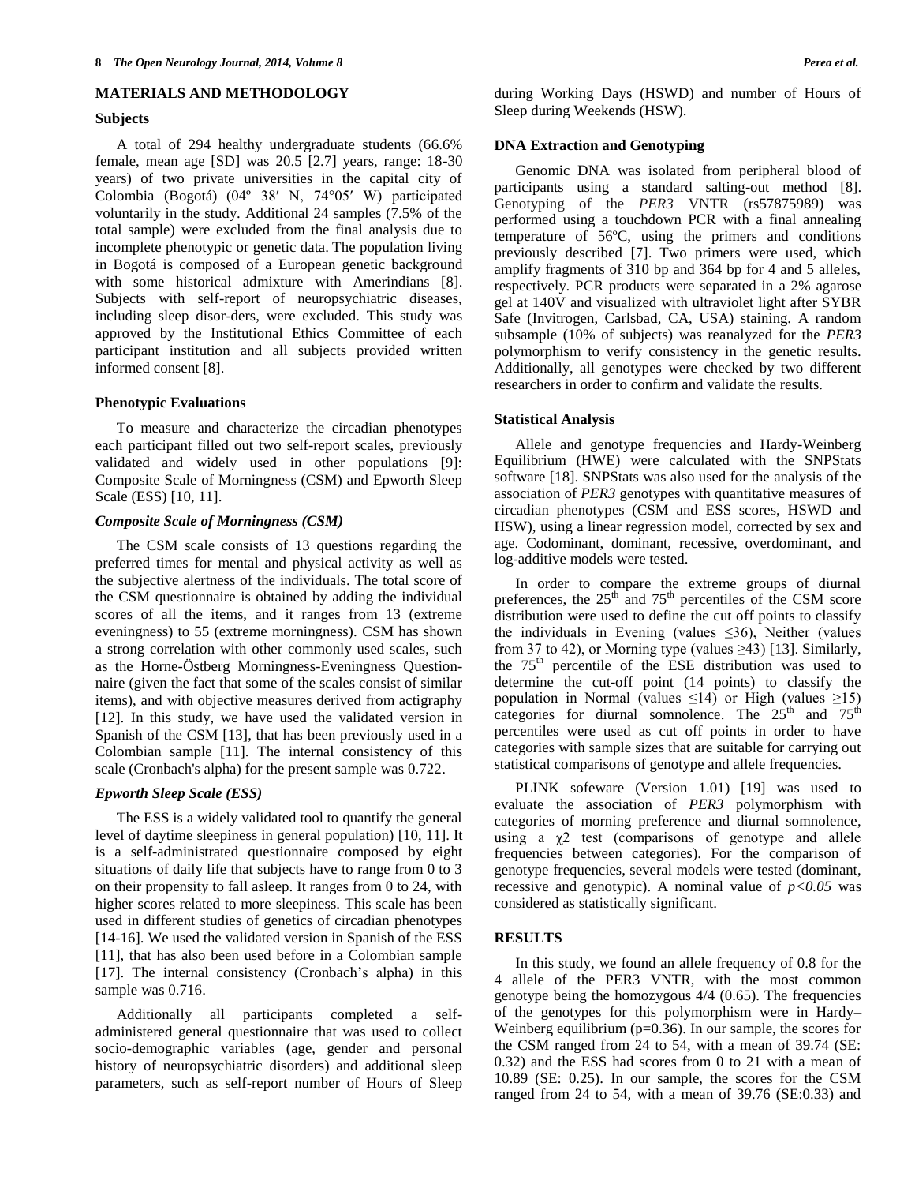## MATERIALS AND METHODOLOGY

### Subjects

A total of 294 healthy undergraduate students (66.6% female, mean age [SD] was 20.5 [2.7] years, range: 18-30 years) of two private universities in the capital city of Colombia (Bogotá) (04º 38′ N, 74°05′ W) participated voluntarily in the study. Additional 24 samples (7.5% of the total sample) were excluded from the final analysis due to incomplete phenotypic or genetic data. The population living in Bogotá is composed of a European genetic background with some historical admixture with Amerindians [8]. Subjects with self-report of neuropsychiatric diseases, including sleep disor-ders, were excluded. This study was approved by the Institutional Ethics Committee of each participant institution and all subjects provided written informed consent [8].

### Phenotypic Evaluations

To measure and characterize the circadian phenotypes each participant filled out two self-report scales, previously validated and widely used in other populations [9]: Composite Scale of Morningness (CSM) and Epworth Sleep Scale (ESS) [10, 11].

### *Composite Scale of Morningness (CSM)*

The CSM scale consists of 13 questions regarding the preferred times for mental and physical activity as well as the subjective alertness of the individuals. The total score of the CSM questionnaire is obtained by adding the individual scores of all the items, and it ranges from 13 (extreme eveningness) to 55 (extreme morningness). CSM has shown a strong correlation with other commonly used scales, such as the Horne-Östberg Morningness-Eveningness Questionnaire (given the fact that some of the scales consist of similar items), and with objective measures derived from actigraphy [12]. In this study, we have used the validated version in Spanish of the CSM [13], that has been previously used in a Colombian sample [11]. The internal consistency of this scale (Cronbach's alpha) for the present sample was 0.722.

### *Epworth Sleep Scale (ESS)*

The ESS is a widely validated tool to quantify the general level of daytime sleepiness in general population) [10, 11]. It is a self-administrated questionnaire composed by eight situations of daily life that subjects have to range from 0 to 3 on their propensity to fall asleep. It ranges from 0 to 24, with higher scores related to more sleepiness. This scale has been used in different studies of genetics of circadian phenotypes [14-16]. We used the validated version in Spanish of the ESS [11], that has also been used before in a Colombian sample [17]. The internal consistency (Cronbach's alpha) in this sample was 0.716.

Additionally all participants completed a self-administered general questionnaire that was used to collect socio-demographic variables (age, gender and personal history of neuropsychiatric disorders) and additional sleep parameters, such as self-report number of Hours of Sleep during Working Days (HSWD) and number of Hours of Sleep during Weekends (HSW).

### DNA Extraction and Genotyping

Genomic DNA was isolated from peripheral blood of participants using a standard salting-out method [8]. Genotyping of the *PER3* VNTR (rs57875989) was performed using a touchdown PCR with a final annealing temperature of 56ºC, using the primers and conditions previously described [7]. Two primers were used, which amplify fragments of 310 bp and 364 bp for 4 and 5 alleles, respectively. PCR products were separated in a 2% agarose gel at 140V and visualized with ultraviolet light after SYBR Safe (Invitrogen, Carlsbad, CA, USA) staining. A random subsample (10% of subjects) was reanalyzed for the *PER3* polymorphism to verify consistency in the genetic results. Additionally, all genotypes were checked by two different researchers in order to confirm and validate the results.

### Statistical Analysis

Allele and genotype frequencies and Hardy-Weinberg Equilibrium (HWE) were calculated with the SNPStats software [18]. SNPStats was also used for the analysis of the association of *PER3* genotypes with quantitative measures of circadian phenotypes (CSM and ESS scores, HSWD and HSW), using a linear regression model, corrected by sex and age. Codominant, dominant, recessive, overdominant, and log-additive models were tested.

In order to compare the extreme groups of diurnal preferences, the 25th and 75th percentiles of the CSM score distribution were used to define the cut off points to classify the individuals in Evening (values ≤36), Neither (values from 37 to 42), or Morning type (values ≥43) [13]. Similarly, the 75th percentile of the ESE distribution was used to determine the cut-off point (14 points) to classify the population in Normal (values ≤14) or High (values ≥15) categories for diurnal somnolence. The 25th and 75th percentiles were used as cut off points in order to have categories with sample sizes that are suitable for carrying out statistical comparisons of genotype and allele frequencies.

PLINK sofeware (Version 1.01) [19] was used to evaluate the association of *PER3* polymorphism with categories of morning preference and diurnal somnolence, using a $\chi 2$ test (comparisons of genotype and allele frequencies between categories). For the comparison of genotype frequencies, several models were tested (dominant, recessive and genotypic). A nominal value of $p<0.05$ was considered as statistically significant.

## RESULTS

In this study, we found an allele frequency of 0.8 for the 4 allele of the PER3 VNTR, with the most common genotype being the homozygous 4/4 (0.65). The frequencies of the genotypes for this polymorphism were in Hardy–Weinberg equilibrium (p=0.36). In our sample, the scores for the CSM ranged from 24 to 54, with a mean of 39.74 (SE: 0.32) and the ESS had scores from 0 to 21 with a mean of 10.89 (SE: 0.25). In our sample, the scores for the CSM ranged from 24 to 54, with a mean of 39.76 (SE:0.33) and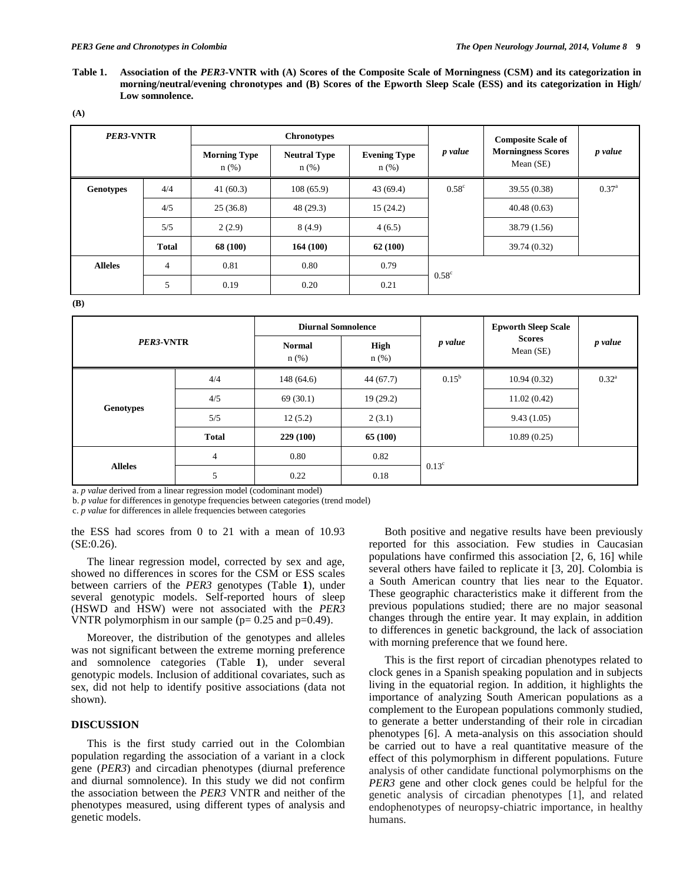**Table 1. Association of the *PER3*-VNTR with (A) Scores of the Composite Scale of Morningness (CSM) and its categorization in morning/neutral/evening chronotypes and (B) Scores of the Epworth Sleep Scale (ESS) and its categorization in High/ Low somnolence.**

**(A)**

| *PER3*-VNTR | | Chronotypes | | | *p value* | Composite Scale of Morningness Scores Mean (SE) | *p value* |
|---|---|---|---|---|---|---|---|
| | | Morning Type n (%) | Neutral Type n (%) | Evening Type n (%) | | | |
| **Genotypes** | 4/4 | 41 (60.3) | 108 (65.9) | 43 (69.4) | 0.58[c] | 39.55 (0.38) | 0.37[a] |
| | 4/5 | 25 (36.8) | 48 (29.3) | 15 (24.2) | | 40.48 (0.63) | |
| | 5/5 | 2 (2.9) | 8 (4.9) | 4 (6.5) | | 38.79 (1.56) | |
| | **Total** | **68 (100)** | **164 (100)** | **62 (100)** | | 39.74 (0.32) | |
| **Alleles** | 4 | 0.81 | 0.80 | 0.79 | 0.58[c] | | |
| | 5 | 0.19 | 0.20 | 0.21 | | | |

**(B)**

| *PER3*-VNTR | | Diurnal Somnolence | | *p value* | Epworth Sleep Scale Scores Mean (SE) | *p value* |
|---|---|---|---|---|---|---|
| | | Normal n (%) | High n (%) | | | |
| **Genotypes** | 4/4 | 148 (64.6) | 44 (67.7) | 0.15[b] | 10.94 (0.32) | 0.32[a] |
| | 4/5 | 69 (30.1) | 19 (29.2) | | 11.02 (0.42) | |
| | 5/5 | 12 (5.2) | 2 (3.1) | | 9.43 (1.05) | |
| | **Total** | **229 (100)** | **65 (100)** | | 10.89 (0.25) | |
| **Alleles** | 4 | 0.80 | 0.82 | 0.13[c] | | |
| | 5 | 0.22 | 0.18 | | | |

a. *p value* derived from a linear regression model (codominant model)
b. *p value* for differences in genotype frequencies between categories (trend model)
c. *p value* for differences in allele frequencies between categories

the ESS had scores from 0 to 21 with a mean of 10.93 (SE:0.26).

The linear regression model, corrected by sex and age, showed no differences in scores for the CSM or ESS scales between carriers of the *PER3* genotypes (Table **1**), under several genotypic models. Self-reported hours of sleep (HSWD and HSW) were not associated with the *PER3* VNTR polymorphism in our sample (p= 0.25 and p=0.49).

Moreover, the distribution of the genotypes and alleles was not significant between the extreme morning preference and somnolence categories (Table **1**), under several genotypic models. Inclusion of additional covariates, such as sex, did not help to identify positive associations (data not shown).

## DISCUSSION

This is the first study carried out in the Colombian population regarding the association of a variant in a clock gene (*PER3*) and circadian phenotypes (diurnal preference and diurnal somnolence). In this study we did not confirm the association between the *PER3* VNTR and neither of the phenotypes measured, using different types of analysis and genetic models.

Both positive and negative results have been previously reported for this association. Few studies in Caucasian populations have confirmed this association [2, 6, 16] while several others have failed to replicate it [3, 20]. Colombia is a South American country that lies near to the Equator. These geographic characteristics make it different from the previous populations studied; there are no major seasonal changes through the entire year. It may explain, in addition to differences in genetic background, the lack of association with morning preference that we found here.

This is the first report of circadian phenotypes related to clock genes in a Spanish speaking population and in subjects living in the equatorial region. In addition, it highlights the importance of analyzing South American populations as a complement to the European populations commonly studied, to generate a better understanding of their role in circadian phenotypes [6]. A meta-analysis on this association should be carried out to have a real quantitative measure of the effect of this polymorphism in different populations. Future analysis of other candidate functional polymorphisms on the *PER3* gene and other clock genes could be helpful for the genetic analysis of circadian phenotypes [1], and related endophenotypes of neuropsy-chiatric importance, in healthy humans.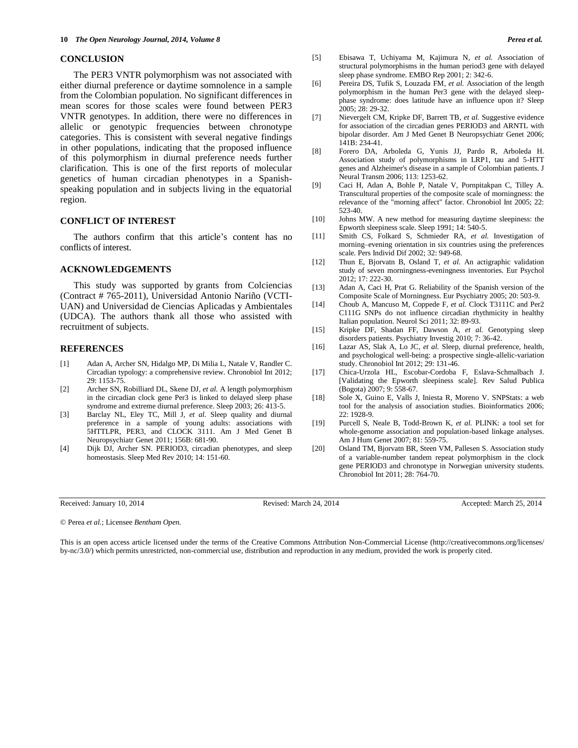## CONCLUSION

The PER3 VNTR polymorphism was not associated with either diurnal preference or daytime somnolence in a sample from the Colombian population. No significant differences in mean scores for those scales were found between PER3 VNTR genotypes. In addition, there were no differences in allelic or genotypic frequencies between chronotype categories. This is consistent with several negative findings in other populations, indicating that the proposed influence of this polymorphism in diurnal preference needs further clarification. This is one of the first reports of molecular genetics of human circadian phenotypes in a Spanish-speaking population and in subjects living in the equatorial region.

## CONFLICT OF INTEREST

The authors confirm that this article's content has no conflicts of interest.

## ACKNOWLEDGEMENTS

This study was supported by grants from Colciencias (Contract # 765-2011), Universidad Antonio Nariño (VCTI-UAN) and Universidad de Ciencias Aplicadas y Ambientales (UDCA). The authors thank all those who assisted with recruitment of subjects.

## REFERENCES

[1] Adan A, Archer SN, Hidalgo MP, Di Milia L, Natale V, Randler C. Circadian typology: a comprehensive review. Chronobiol Int 2012; 29: 1153-75.

[2] Archer SN, Robilliard DL, Skene DJ, *et al.* A length polymorphism in the circadian clock gene Per3 is linked to delayed sleep phase syndrome and extreme diurnal preference. Sleep 2003; 26: 413-5.

[3] Barclay NL, Eley TC, Mill J, *et al.* Sleep quality and diurnal preference in a sample of young adults: associations with 5HTTLPR, PER3, and CLOCK 3111. Am J Med Genet B Neuropsychiatr Genet 2011; 156B: 681-90.

[4] Dijk DJ, Archer SN. PERIOD3, circadian phenotypes, and sleep homeostasis. Sleep Med Rev 2010; 14: 151-60.

[5] Ebisawa T, Uchiyama M, Kajimura N, *et al.* Association of structural polymorphisms in the human period3 gene with delayed sleep phase syndrome. EMBO Rep 2001; 2: 342-6.

[6] Pereira DS, Tufik S, Louzada FM, *et al.* Association of the length polymorphism in the human Per3 gene with the delayed sleep-phase syndrome: does latitude have an influence upon it? Sleep 2005; 28: 29-32.

[7] Nievergelt CM, Kripke DF, Barrett TB, *et al.* Suggestive evidence for association of the circadian genes PERIOD3 and ARNTL with bipolar disorder. Am J Med Genet B Neuropsychiatr Genet 2006; 141B: 234-41.

[8] Forero DA, Arboleda G, Yunis JJ, Pardo R, Arboleda H. Association study of polymorphisms in LRP1, tau and 5-HTT genes and Alzheimer's disease in a sample of Colombian patients. J Neural Transm 2006; 113: 1253-62.

[9] Caci H, Adan A, Bohle P, Natale V, Pornpitakpan C, Tilley A. Transcultural properties of the composite scale of morningness: the relevance of the "morning affect" factor. Chronobiol Int 2005; 22: 523-40.

[10] Johns MW. A new method for measuring daytime sleepiness: the Epworth sleepiness scale. Sleep 1991; 14: 540-5.

[11] Smith CS, Folkard S, Schmieder RA, *et al.* Investigation of morning–evening orientation in six countries using the preferences scale. Pers Individ Dif 2002; 32: 949-68.

[12] Thun E, Bjorvatn B, Osland T, *et al.* An actigraphic validation study of seven morningness-eveningness inventories. Eur Psychol 2012; 17: 222-30.

[13] Adan A, Caci H, Prat G. Reliability of the Spanish version of the Composite Scale of Morningness. Eur Psychiatry 2005; 20: 503-9.

[14] Choub A, Mancuso M, Coppede F, *et al.* Clock T3111C and Per2 C111G SNPs do not influence circadian rhythmicity in healthy Italian population. Neurol Sci 2011; 32: 89-93.

[15] Kripke DF, Shadan FF, Dawson A, *et al.* Genotyping sleep disorders patients. Psychiatry Investig 2010; 7: 36-42.

[16] Lazar AS, Slak A, Lo JC, *et al.* Sleep, diurnal preference, health, and psychological well-being: a prospective single-allelic-variation study. Chronobiol Int 2012; 29: 131-46.

[17] Chica-Urzola HL, Escobar-Cordoba F, Eslava-Schmalbach J. [Validating the Epworth sleepiness scale]. Rev Salud Publica (Bogota) 2007; 9: 558-67.

[18] Sole X, Guino E, Valls J, Iniesta R, Moreno V. SNPStats: a web tool for the analysis of association studies. Bioinformatics 2006; 22: 1928-9.

[19] Purcell S, Neale B, Todd-Brown K, *et al.* PLINK: a tool set for whole-genome association and population-based linkage analyses. Am J Hum Genet 2007; 81: 559-75.

[20] Osland TM, Bjorvatn BR, Steen VM, Pallesen S. Association study of a variable-number tandem repeat polymorphism in the clock gene PERIOD3 and chronotype in Norwegian university students. Chronobiol Int 2011; 28: 764-70.

Received: January 10, 2014 Revised: March 24, 2014 Accepted: March 25, 2014

© Perea *et al.*; Licensee *Bentham Open.*

This is an open access article licensed under the terms of the Creative Commons Attribution Non-Commercial License (http://creativecommons.org/licenses/by-nc/3.0/) which permits unrestricted, non-commercial use, distribution and reproduction in any medium, provided the work is properly cited.